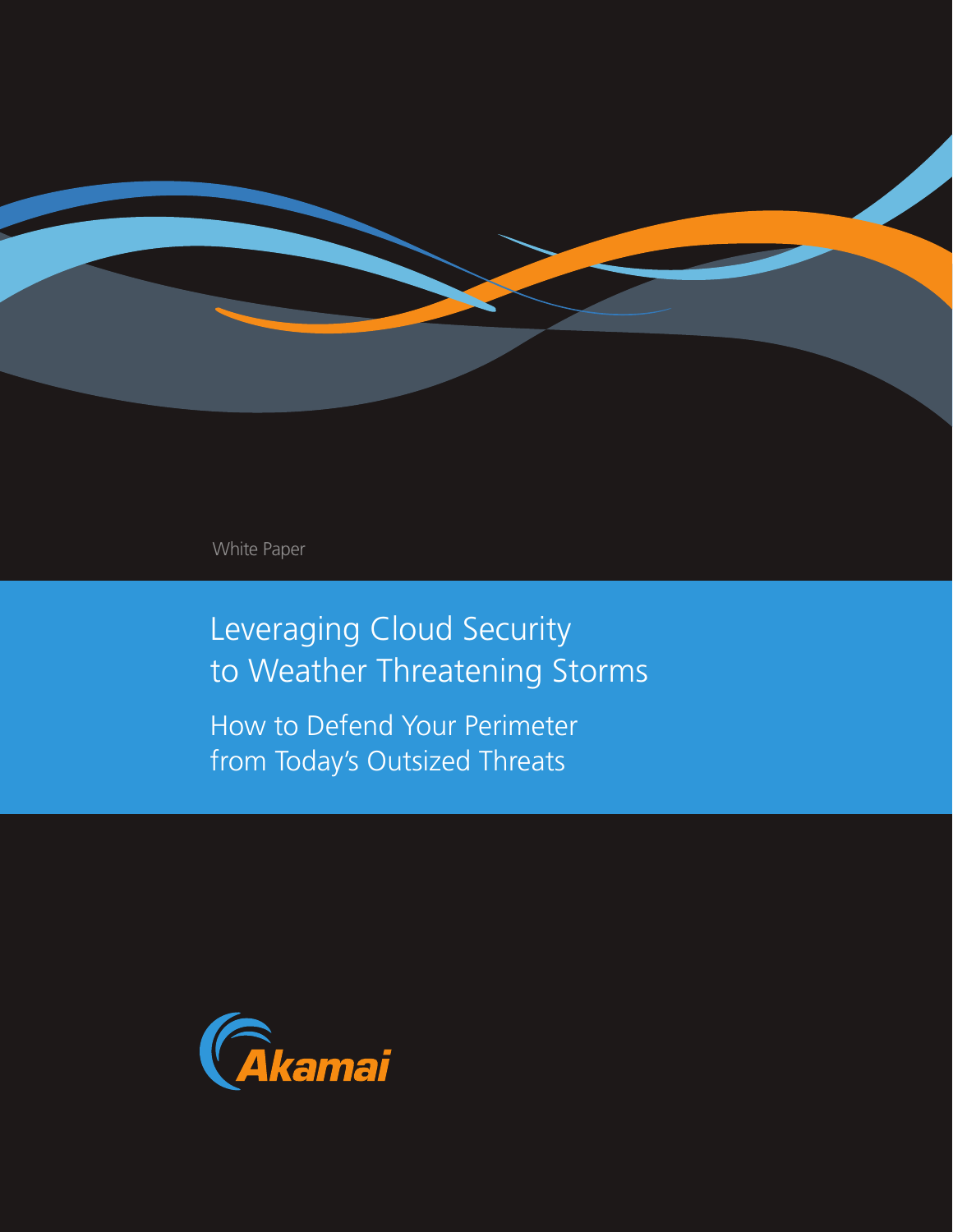White Paper

# Leveraging Cloud Security to Weather Threatening Storms

## How to Defend Your Perimeter from Today's Outsized Threats

Akamai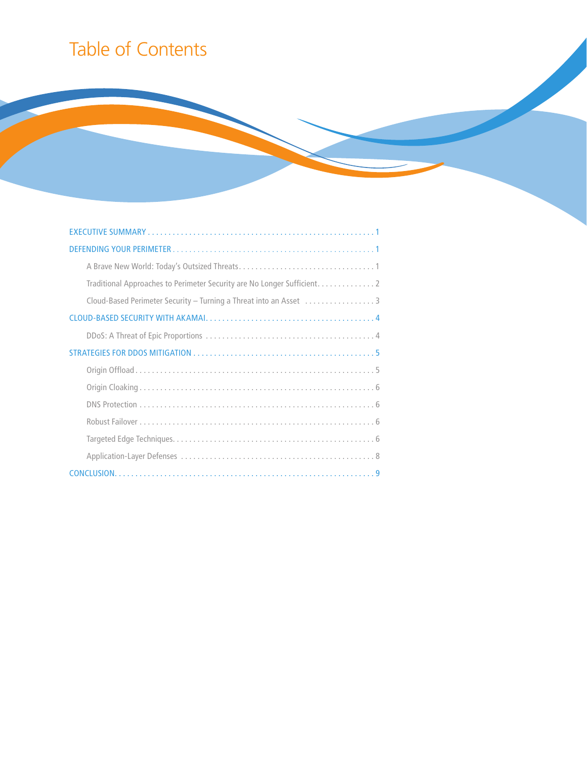# Table of Contents

- EXECUTIVE SUMMARY . . . . . . . . . . 1
- DEFENDING YOUR PERIMETER . . . . . . . . . . 1
  - A Brave New World: Today's Outsized Threats . . . . . . . . . . 1
  - Traditional Approaches to Perimeter Security are No Longer Sufficient . . . . . . . . . . 2
  - Cloud-Based Perimeter Security – Turning a Threat into an Asset . . . . . . . . . . 3
- CLOUD-BASED SECURITY WITH AKAMAI . . . . . . . . . . 4
  - DDoS: A Threat of Epic Proportions . . . . . . . . . . 4
- STRATEGIES FOR DDOS MITIGATION . . . . . . . . . . 5
  - Origin Offload . . . . . . . . . . 5
  - Origin Cloaking . . . . . . . . . . 6
  - DNS Protection . . . . . . . . . . 6
  - Robust Failover . . . . . . . . . . 6
  - Targeted Edge Techniques . . . . . . . . . . 6
  - Application-Layer Defenses . . . . . . . . . . 8
- CONCLUSION . . . . . . . . . . 9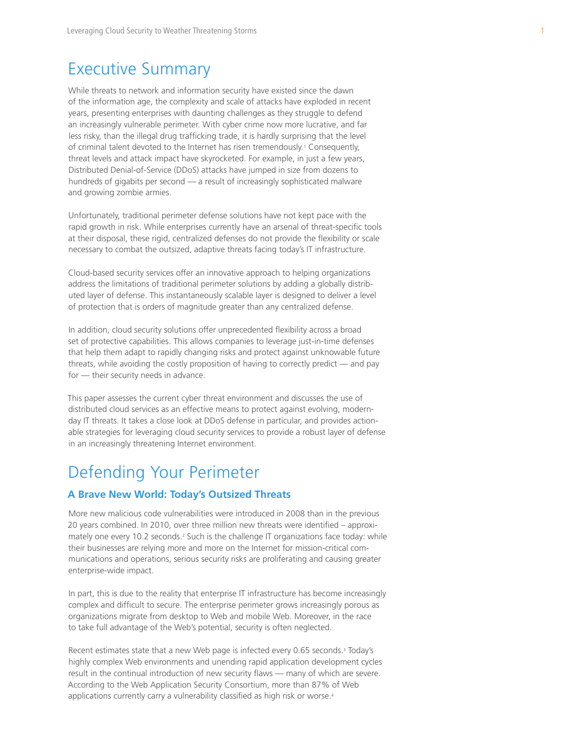# Executive Summary

While threats to network and information security have existed since the dawn of the information age, the complexity and scale of attacks have exploded in recent years, presenting enterprises with daunting challenges as they struggle to defend an increasingly vulnerable perimeter. With cyber crime now more lucrative, and far less risky, than the illegal drug trafficking trade, it is hardly surprising that the level of criminal talent devoted to the Internet has risen tremendously.[1] Consequently, threat levels and attack impact have skyrocketed. For example, in just a few years, Distributed Denial-of-Service (DDoS) attacks have jumped in size from dozens to hundreds of gigabits per second — a result of increasingly sophisticated malware and growing zombie armies.

Unfortunately, traditional perimeter defense solutions have not kept pace with the rapid growth in risk. While enterprises currently have an arsenal of threat-specific tools at their disposal, these rigid, centralized defenses do not provide the flexibility or scale necessary to combat the outsized, adaptive threats facing today's IT infrastructure.

Cloud-based security services offer an innovative approach to helping organizations address the limitations of traditional perimeter solutions by adding a globally distributed layer of defense. This instantaneously scalable layer is designed to deliver a level of protection that is orders of magnitude greater than any centralized defense.

In addition, cloud security solutions offer unprecedented flexibility across a broad set of protective capabilities. This allows companies to leverage just-in-time defenses that help them adapt to rapidly changing risks and protect against unknowable future threats, while avoiding the costly proposition of having to correctly predict — and pay for — their security needs in advance.

This paper assesses the current cyber threat environment and discusses the use of distributed cloud services as an effective means to protect against evolving, modern-day IT threats. It takes a close look at DDoS defense in particular, and provides actionable strategies for leveraging cloud security services to provide a robust layer of defense in an increasingly threatening Internet environment.

# Defending Your Perimeter

## A Brave New World: Today's Outsized Threats

More new malicious code vulnerabilities were introduced in 2008 than in the previous 20 years combined. In 2010, over three million new threats were identified – approximately one every 10.2 seconds.[2] Such is the challenge IT organizations face today: while their businesses are relying more and more on the Internet for mission-critical communications and operations, serious security risks are proliferating and causing greater enterprise-wide impact.

In part, this is due to the reality that enterprise IT infrastructure has become increasingly complex and difficult to secure. The enterprise perimeter grows increasingly porous as organizations migrate from desktop to Web and mobile Web. Moreover, in the race to take full advantage of the Web's potential, security is often neglected.

Recent estimates state that a new Web page is infected every 0.65 seconds.[3] Today's highly complex Web environments and unending rapid application development cycles result in the continual introduction of new security flaws — many of which are severe. According to the Web Application Security Consortium, more than 87% of Web applications currently carry a vulnerability classified as high risk or worse.[4]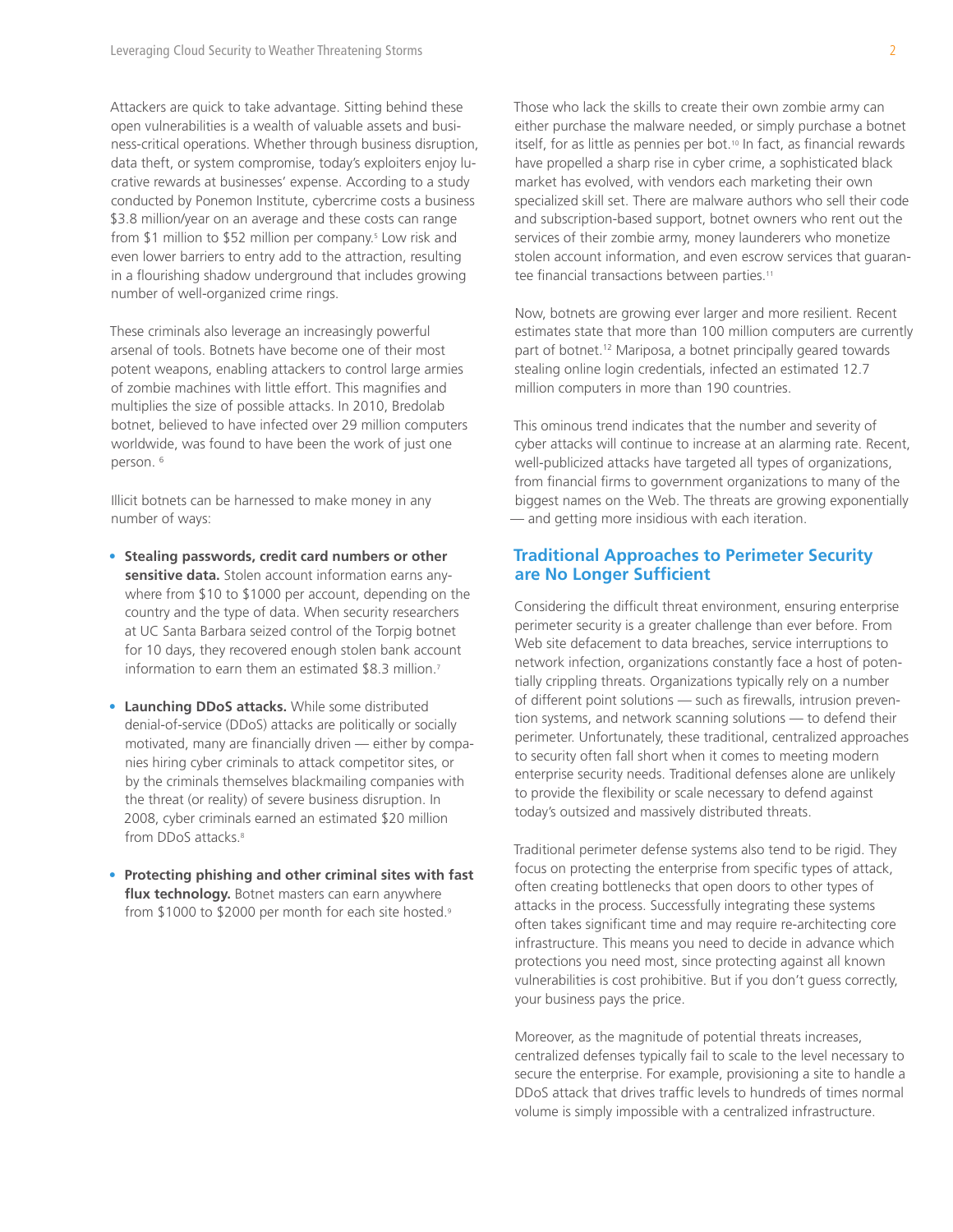Attackers are quick to take advantage. Sitting behind these open vulnerabilities is a wealth of valuable assets and business-critical operations. Whether through business disruption, data theft, or system compromise, today's exploiters enjoy lucrative rewards at businesses' expense. According to a study conducted by Ponemon Institute, cybercrime costs a business $3.8 million/year on an average and these costs can range from $1 million to $52 million per company.[5] Low risk and even lower barriers to entry add to the attraction, resulting in a flourishing shadow underground that includes growing number of well-organized crime rings.

These criminals also leverage an increasingly powerful arsenal of tools. Botnets have become one of their most potent weapons, enabling attackers to control large armies of zombie machines with little effort. This magnifies and multiplies the size of possible attacks. In 2010, Bredolab botnet, believed to have infected over 29 million computers worldwide, was found to have been the work of just one person. [6]

Illicit botnets can be harnessed to make money in any number of ways:

- **Stealing passwords, credit card numbers or other sensitive data.** Stolen account information earns anywhere from $10 to $1000 per account, depending on the country and the type of data. When security researchers at UC Santa Barbara seized control of the Torpig botnet for 10 days, they recovered enough stolen bank account information to earn them an estimated $8.3 million.[7]
- **Launching DDoS attacks.** While some distributed denial-of-service (DDoS) attacks are politically or socially motivated, many are financially driven — either by companies hiring cyber criminals to attack competitor sites, or by the criminals themselves blackmailing companies with the threat (or reality) of severe business disruption. In 2008, cyber criminals earned an estimated $20 million from DDoS attacks.[8]
- **Protecting phishing and other criminal sites with fast flux technology.** Botnet masters can earn anywhere from $1000 to $2000 per month for each site hosted.[9]

Those who lack the skills to create their own zombie army can either purchase the malware needed, or simply purchase a botnet itself, for as little as pennies per bot.[10] In fact, as financial rewards have propelled a sharp rise in cyber crime, a sophisticated black market has evolved, with vendors each marketing their own specialized skill set. There are malware authors who sell their code and subscription-based support, botnet owners who rent out the services of their zombie army, money launderers who monetize stolen account information, and even escrow services that guarantee financial transactions between parties.[11]

Now, botnets are growing ever larger and more resilient. Recent estimates state that more than 100 million computers are currently part of botnet.[12] Mariposa, a botnet principally geared towards stealing online login credentials, infected an estimated 12.7 million computers in more than 190 countries.

This ominous trend indicates that the number and severity of cyber attacks will continue to increase at an alarming rate. Recent, well-publicized attacks have targeted all types of organizations, from financial firms to government organizations to many of the biggest names on the Web. The threats are growing exponentially — and getting more insidious with each iteration.

## Traditional Approaches to Perimeter Security are No Longer Sufficient

Considering the difficult threat environment, ensuring enterprise perimeter security is a greater challenge than ever before. From Web site defacement to data breaches, service interruptions to network infection, organizations constantly face a host of potentially crippling threats. Organizations typically rely on a number of different point solutions — such as firewalls, intrusion prevention systems, and network scanning solutions — to defend their perimeter. Unfortunately, these traditional, centralized approaches to security often fall short when it comes to meeting modern enterprise security needs. Traditional defenses alone are unlikely to provide the flexibility or scale necessary to defend against today's outsized and massively distributed threats.

Traditional perimeter defense systems also tend to be rigid. They focus on protecting the enterprise from specific types of attack, often creating bottlenecks that open doors to other types of attacks in the process. Successfully integrating these systems often takes significant time and may require re-architecting core infrastructure. This means you need to decide in advance which protections you need most, since protecting against all known vulnerabilities is cost prohibitive. But if you don't guess correctly, your business pays the price.

Moreover, as the magnitude of potential threats increases, centralized defenses typically fail to scale to the level necessary to secure the enterprise. For example, provisioning a site to handle a DDoS attack that drives traffic levels to hundreds of times normal volume is simply impossible with a centralized infrastructure.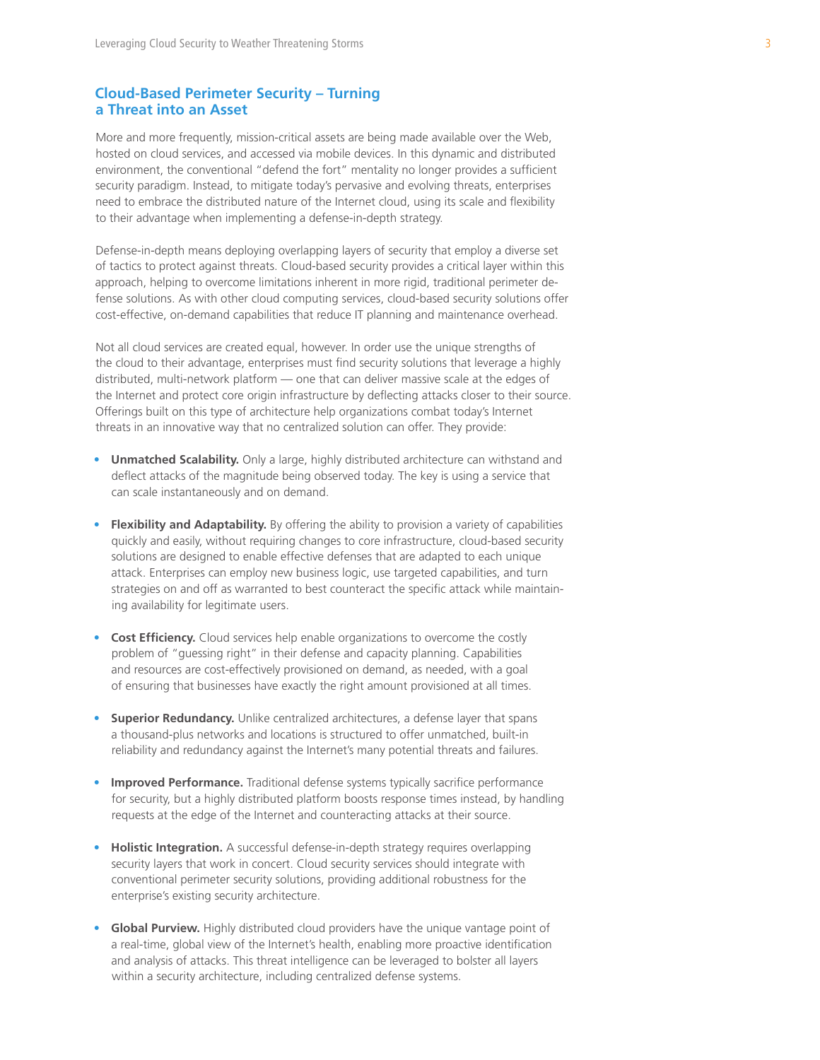## Cloud-Based Perimeter Security – Turning a Threat into an Asset

More and more frequently, mission-critical assets are being made available over the Web, hosted on cloud services, and accessed via mobile devices. In this dynamic and distributed environment, the conventional "defend the fort" mentality no longer provides a sufficient security paradigm. Instead, to mitigate today's pervasive and evolving threats, enterprises need to embrace the distributed nature of the Internet cloud, using its scale and flexibility to their advantage when implementing a defense-in-depth strategy.

Defense-in-depth means deploying overlapping layers of security that employ a diverse set of tactics to protect against threats. Cloud-based security provides a critical layer within this approach, helping to overcome limitations inherent in more rigid, traditional perimeter defense solutions. As with other cloud computing services, cloud-based security solutions offer cost-effective, on-demand capabilities that reduce IT planning and maintenance overhead.

Not all cloud services are created equal, however. In order use the unique strengths of the cloud to their advantage, enterprises must find security solutions that leverage a highly distributed, multi-network platform — one that can deliver massive scale at the edges of the Internet and protect core origin infrastructure by deflecting attacks closer to their source. Offerings built on this type of architecture help organizations combat today's Internet threats in an innovative way that no centralized solution can offer. They provide:

- **Unmatched Scalability.** Only a large, highly distributed architecture can withstand and deflect attacks of the magnitude being observed today. The key is using a service that can scale instantaneously and on demand.
- **Flexibility and Adaptability.** By offering the ability to provision a variety of capabilities quickly and easily, without requiring changes to core infrastructure, cloud-based security solutions are designed to enable effective defenses that are adapted to each unique attack. Enterprises can employ new business logic, use targeted capabilities, and turn strategies on and off as warranted to best counteract the specific attack while maintaining availability for legitimate users.
- **Cost Efficiency.** Cloud services help enable organizations to overcome the costly problem of "guessing right" in their defense and capacity planning. Capabilities and resources are cost-effectively provisioned on demand, as needed, with a goal of ensuring that businesses have exactly the right amount provisioned at all times.
- **Superior Redundancy.** Unlike centralized architectures, a defense layer that spans a thousand-plus networks and locations is structured to offer unmatched, built-in reliability and redundancy against the Internet's many potential threats and failures.
- **Improved Performance.** Traditional defense systems typically sacrifice performance for security, but a highly distributed platform boosts response times instead, by handling requests at the edge of the Internet and counteracting attacks at their source.
- **Holistic Integration.** A successful defense-in-depth strategy requires overlapping security layers that work in concert. Cloud security services should integrate with conventional perimeter security solutions, providing additional robustness for the enterprise's existing security architecture.
- **Global Purview.** Highly distributed cloud providers have the unique vantage point of a real-time, global view of the Internet's health, enabling more proactive identification and analysis of attacks. This threat intelligence can be leveraged to bolster all layers within a security architecture, including centralized defense systems.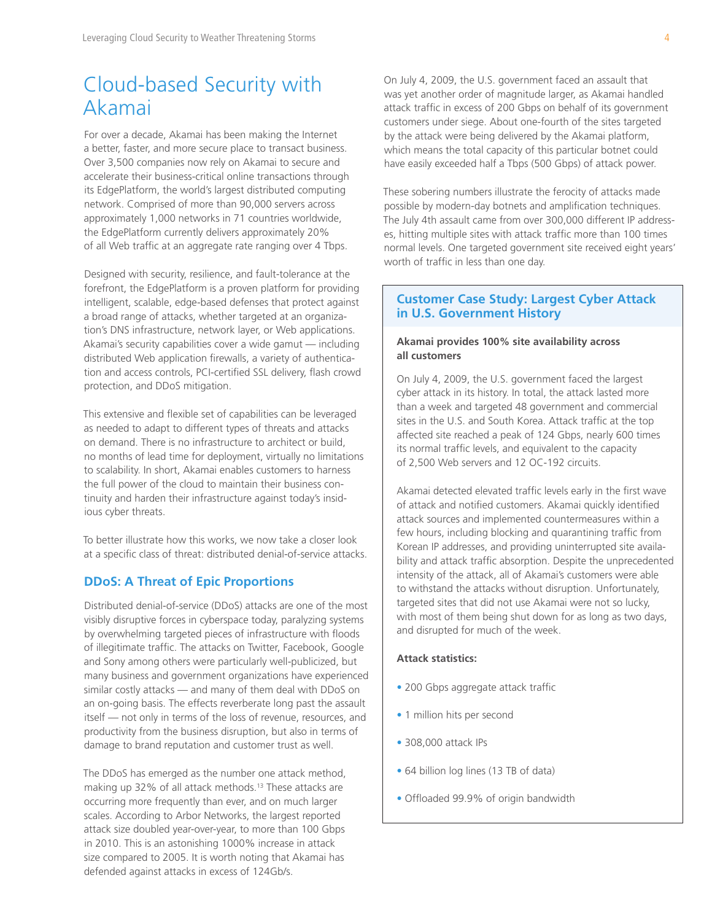# Cloud-based Security with Akamai

For over a decade, Akamai has been making the Internet a better, faster, and more secure place to transact business. Over 3,500 companies now rely on Akamai to secure and accelerate their business-critical online transactions through its EdgePlatform, the world's largest distributed computing network. Comprised of more than 90,000 servers across approximately 1,000 networks in 71 countries worldwide, the EdgePlatform currently delivers approximately 20% of all Web traffic at an aggregate rate ranging over 4 Tbps.

Designed with security, resilience, and fault-tolerance at the forefront, the EdgePlatform is a proven platform for providing intelligent, scalable, edge-based defenses that protect against a broad range of attacks, whether targeted at an organization's DNS infrastructure, network layer, or Web applications. Akamai's security capabilities cover a wide gamut — including distributed Web application firewalls, a variety of authentication and access controls, PCI-certified SSL delivery, flash crowd protection, and DDoS mitigation.

This extensive and flexible set of capabilities can be leveraged as needed to adapt to different types of threats and attacks on demand. There is no infrastructure to architect or build, no months of lead time for deployment, virtually no limitations to scalability. In short, Akamai enables customers to harness the full power of the cloud to maintain their business continuity and harden their infrastructure against today's insidious cyber threats.

To better illustrate how this works, we now take a closer look at a specific class of threat: distributed denial-of-service attacks.

## DDoS: A Threat of Epic Proportions

Distributed denial-of-service (DDoS) attacks are one of the most visibly disruptive forces in cyberspace today, paralyzing systems by overwhelming targeted pieces of infrastructure with floods of illegitimate traffic. The attacks on Twitter, Facebook, Google and Sony among others were particularly well-publicized, but many business and government organizations have experienced similar costly attacks — and many of them deal with DDoS on an on-going basis. The effects reverberate long past the assault itself — not only in terms of the loss of revenue, resources, and productivity from the business disruption, but also in terms of damage to brand reputation and customer trust as well.

The DDoS has emerged as the number one attack method, making up 32% of all attack methods.[13] These attacks are occurring more frequently than ever, and on much larger scales. According to Arbor Networks, the largest reported attack size doubled year-over-year, to more than 100 Gbps in 2010. This is an astonishing 1000% increase in attack size compared to 2005. It is worth noting that Akamai has defended against attacks in excess of 124Gb/s.

On July 4, 2009, the U.S. government faced an assault that was yet another order of magnitude larger, as Akamai handled attack traffic in excess of 200 Gbps on behalf of its government customers under siege. About one-fourth of the sites targeted by the attack were being delivered by the Akamai platform, which means the total capacity of this particular botnet could have easily exceeded half a Tbps (500 Gbps) of attack power.

These sobering numbers illustrate the ferocity of attacks made possible by modern-day botnets and amplification techniques. The July 4th assault came from over 300,000 different IP addresses, hitting multiple sites with attack traffic more than 100 times normal levels. One targeted government site received eight years' worth of traffic in less than one day.

### Customer Case Study: Largest Cyber Attack in U.S. Government History

**Akamai provides 100% site availability across all customers**

On July 4, 2009, the U.S. government faced the largest cyber attack in its history. In total, the attack lasted more than a week and targeted 48 government and commercial sites in the U.S. and South Korea. Attack traffic at the top affected site reached a peak of 124 Gbps, nearly 600 times its normal traffic levels, and equivalent to the capacity of 2,500 Web servers and 12 OC-192 circuits.

Akamai detected elevated traffic levels early in the first wave of attack and notified customers. Akamai quickly identified attack sources and implemented countermeasures within a few hours, including blocking and quarantining traffic from Korean IP addresses, and providing uninterrupted site availability and attack traffic absorption. Despite the unprecedented intensity of the attack, all of Akamai's customers were able to withstand the attacks without disruption. Unfortunately, targeted sites that did not use Akamai were not so lucky, with most of them being shut down for as long as two days, and disrupted for much of the week.

**Attack statistics:**

- 200 Gbps aggregate attack traffic
- 1 million hits per second
- 308,000 attack IPs
- 64 billion log lines (13 TB of data)
- Offloaded 99.9% of origin bandwidth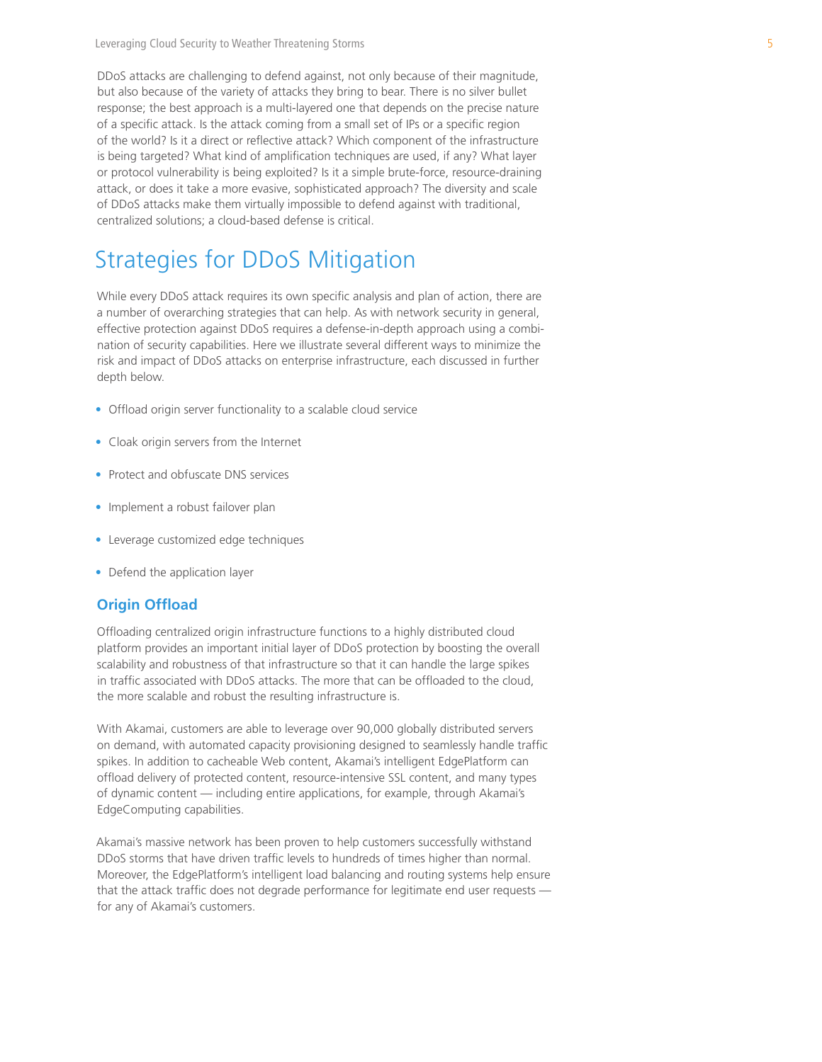DDoS attacks are challenging to defend against, not only because of their magnitude, but also because of the variety of attacks they bring to bear. There is no silver bullet response; the best approach is a multi-layered one that depends on the precise nature of a specific attack. Is the attack coming from a small set of IPs or a specific region of the world? Is it a direct or reflective attack? Which component of the infrastructure is being targeted? What kind of amplification techniques are used, if any? What layer or protocol vulnerability is being exploited? Is it a simple brute-force, resource-draining attack, or does it take a more evasive, sophisticated approach? The diversity and scale of DDoS attacks make them virtually impossible to defend against with traditional, centralized solutions; a cloud-based defense is critical.

# Strategies for DDoS Mitigation

While every DDoS attack requires its own specific analysis and plan of action, there are a number of overarching strategies that can help. As with network security in general, effective protection against DDoS requires a defense-in-depth approach using a combination of security capabilities. Here we illustrate several different ways to minimize the risk and impact of DDoS attacks on enterprise infrastructure, each discussed in further depth below.

- Offload origin server functionality to a scalable cloud service
- Cloak origin servers from the Internet
- Protect and obfuscate DNS services
- Implement a robust failover plan
- Leverage customized edge techniques
- Defend the application layer

## Origin Offload

Offloading centralized origin infrastructure functions to a highly distributed cloud platform provides an important initial layer of DDoS protection by boosting the overall scalability and robustness of that infrastructure so that it can handle the large spikes in traffic associated with DDoS attacks. The more that can be offloaded to the cloud, the more scalable and robust the resulting infrastructure is.

With Akamai, customers are able to leverage over 90,000 globally distributed servers on demand, with automated capacity provisioning designed to seamlessly handle traffic spikes. In addition to cacheable Web content, Akamai's intelligent EdgePlatform can offload delivery of protected content, resource-intensive SSL content, and many types of dynamic content — including entire applications, for example, through Akamai's EdgeComputing capabilities.

Akamai's massive network has been proven to help customers successfully withstand DDoS storms that have driven traffic levels to hundreds of times higher than normal. Moreover, the EdgePlatform's intelligent load balancing and routing systems help ensure that the attack traffic does not degrade performance for legitimate end user requests — for any of Akamai's customers.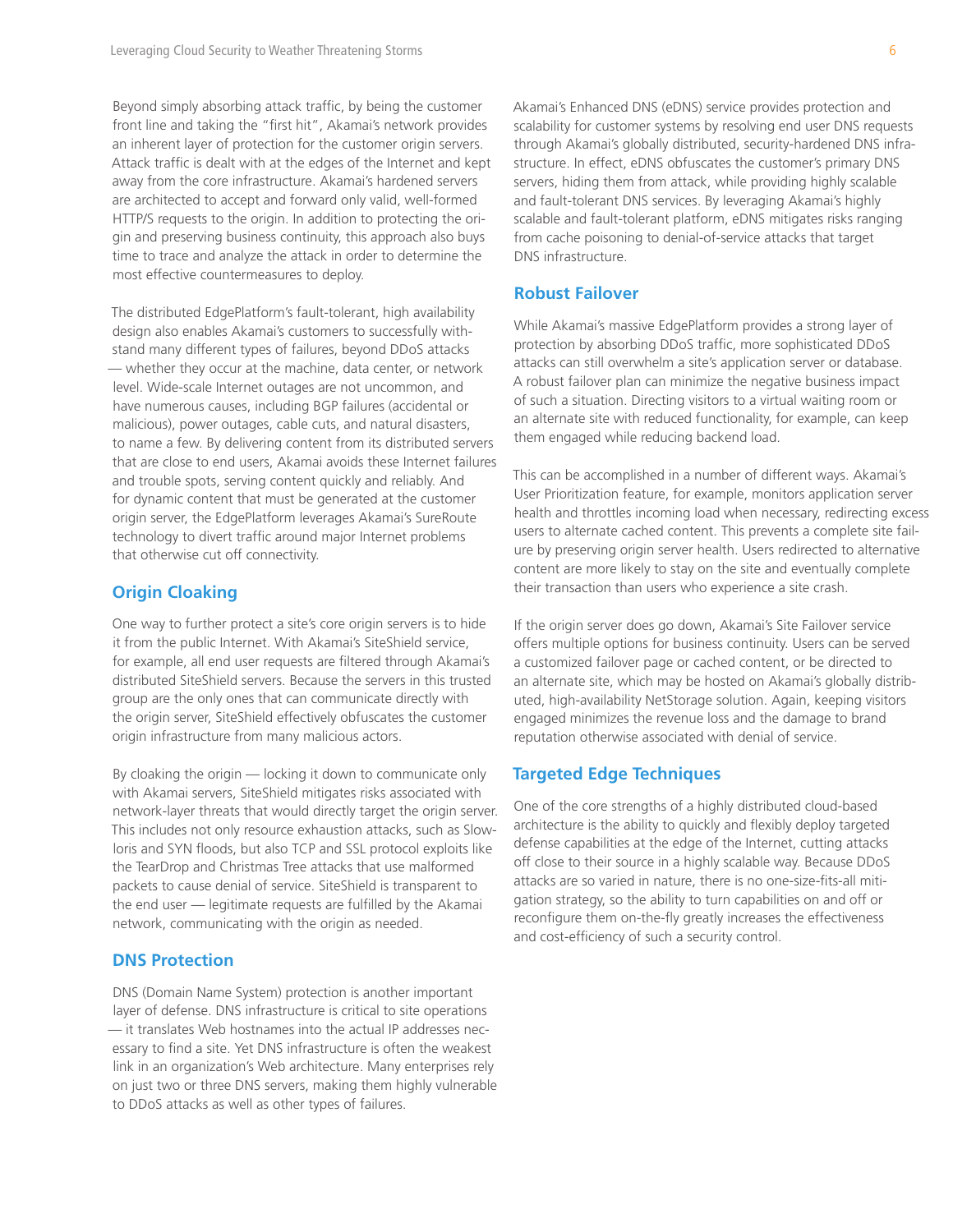Beyond simply absorbing attack traffic, by being the customer front line and taking the "first hit", Akamai's network provides an inherent layer of protection for the customer origin servers. Attack traffic is dealt with at the edges of the Internet and kept away from the core infrastructure. Akamai's hardened servers are architected to accept and forward only valid, well-formed HTTP/S requests to the origin. In addition to protecting the origin and preserving business continuity, this approach also buys time to trace and analyze the attack in order to determine the most effective countermeasures to deploy.

The distributed EdgePlatform's fault-tolerant, high availability design also enables Akamai's customers to successfully withstand many different types of failures, beyond DDoS attacks — whether they occur at the machine, data center, or network level. Wide-scale Internet outages are not uncommon, and have numerous causes, including BGP failures (accidental or malicious), power outages, cable cuts, and natural disasters, to name a few. By delivering content from its distributed servers that are close to end users, Akamai avoids these Internet failures and trouble spots, serving content quickly and reliably. And for dynamic content that must be generated at the customer origin server, the EdgePlatform leverages Akamai's SureRoute technology to divert traffic around major Internet problems that otherwise cut off connectivity.

## Origin Cloaking

One way to further protect a site's core origin servers is to hide it from the public Internet. With Akamai's SiteShield service, for example, all end user requests are filtered through Akamai's distributed SiteShield servers. Because the servers in this trusted group are the only ones that can communicate directly with the origin server, SiteShield effectively obfuscates the customer origin infrastructure from many malicious actors.

By cloaking the origin — locking it down to communicate only with Akamai servers, SiteShield mitigates risks associated with network-layer threats that would directly target the origin server. This includes not only resource exhaustion attacks, such as Slowloris and SYN floods, but also TCP and SSL protocol exploits like the TearDrop and Christmas Tree attacks that use malformed packets to cause denial of service. SiteShield is transparent to the end user — legitimate requests are fulfilled by the Akamai network, communicating with the origin as needed.

## DNS Protection

DNS (Domain Name System) protection is another important layer of defense. DNS infrastructure is critical to site operations — it translates Web hostnames into the actual IP addresses necessary to find a site. Yet DNS infrastructure is often the weakest link in an organization's Web architecture. Many enterprises rely on just two or three DNS servers, making them highly vulnerable to DDoS attacks as well as other types of failures.

Akamai's Enhanced DNS (eDNS) service provides protection and scalability for customer systems by resolving end user DNS requests through Akamai's globally distributed, security-hardened DNS infrastructure. In effect, eDNS obfuscates the customer's primary DNS servers, hiding them from attack, while providing highly scalable and fault-tolerant DNS services. By leveraging Akamai's highly scalable and fault-tolerant platform, eDNS mitigates risks ranging from cache poisoning to denial-of-service attacks that target DNS infrastructure.

## Robust Failover

While Akamai's massive EdgePlatform provides a strong layer of protection by absorbing DDoS traffic, more sophisticated DDoS attacks can still overwhelm a site's application server or database. A robust failover plan can minimize the negative business impact of such a situation. Directing visitors to a virtual waiting room or an alternate site with reduced functionality, for example, can keep them engaged while reducing backend load.

This can be accomplished in a number of different ways. Akamai's User Prioritization feature, for example, monitors application server health and throttles incoming load when necessary, redirecting excess users to alternate cached content. This prevents a complete site failure by preserving origin server health. Users redirected to alternative content are more likely to stay on the site and eventually complete their transaction than users who experience a site crash.

If the origin server does go down, Akamai's Site Failover service offers multiple options for business continuity. Users can be served a customized failover page or cached content, or be directed to an alternate site, which may be hosted on Akamai's globally distributed, high-availability NetStorage solution. Again, keeping visitors engaged minimizes the revenue loss and the damage to brand reputation otherwise associated with denial of service.

## Targeted Edge Techniques

One of the core strengths of a highly distributed cloud-based architecture is the ability to quickly and flexibly deploy targeted defense capabilities at the edge of the Internet, cutting attacks off close to their source in a highly scalable way. Because DDoS attacks are so varied in nature, there is no one-size-fits-all mitigation strategy, so the ability to turn capabilities on and off or reconfigure them on-the-fly greatly increases the effectiveness and cost-efficiency of such a security control.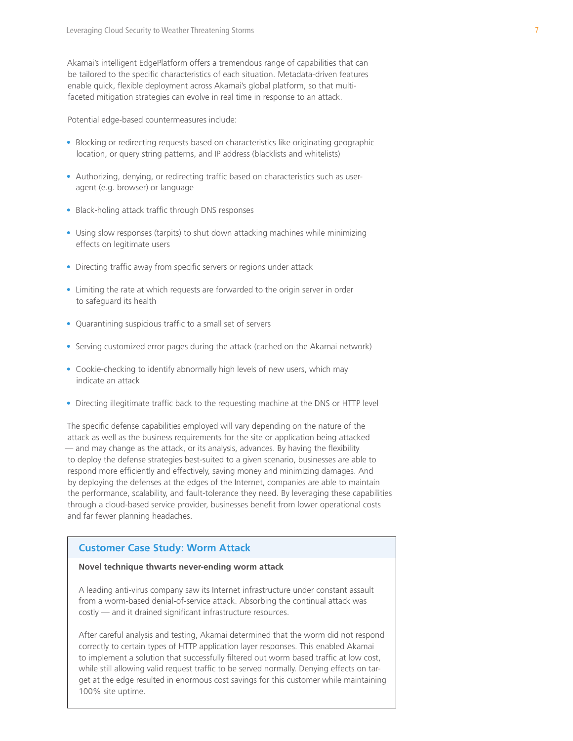Akamai's intelligent EdgePlatform offers a tremendous range of capabilities that can be tailored to the specific characteristics of each situation. Metadata-driven features enable quick, flexible deployment across Akamai's global platform, so that multi-faceted mitigation strategies can evolve in real time in response to an attack.

Potential edge-based countermeasures include:

- Blocking or redirecting requests based on characteristics like originating geographic location, or query string patterns, and IP address (blacklists and whitelists)
- Authorizing, denying, or redirecting traffic based on characteristics such as user-agent (e.g. browser) or language
- Black-holing attack traffic through DNS responses
- Using slow responses (tarpits) to shut down attacking machines while minimizing effects on legitimate users
- Directing traffic away from specific servers or regions under attack
- Limiting the rate at which requests are forwarded to the origin server in order to safeguard its health
- Quarantining suspicious traffic to a small set of servers
- Serving customized error pages during the attack (cached on the Akamai network)
- Cookie-checking to identify abnormally high levels of new users, which may indicate an attack
- Directing illegitimate traffic back to the requesting machine at the DNS or HTTP level

The specific defense capabilities employed will vary depending on the nature of the attack as well as the business requirements for the site or application being attacked — and may change as the attack, or its analysis, advances. By having the flexibility to deploy the defense strategies best-suited to a given scenario, businesses are able to respond more efficiently and effectively, saving money and minimizing damages. And by deploying the defenses at the edges of the Internet, companies are able to maintain the performance, scalability, and fault-tolerance they need. By leveraging these capabilities through a cloud-based service provider, businesses benefit from lower operational costs and far fewer planning headaches.

## Customer Case Study: Worm Attack

**Novel technique thwarts never-ending worm attack**

A leading anti-virus company saw its Internet infrastructure under constant assault from a worm-based denial-of-service attack. Absorbing the continual attack was costly — and it drained significant infrastructure resources.

After careful analysis and testing, Akamai determined that the worm did not respond correctly to certain types of HTTP application layer responses. This enabled Akamai to implement a solution that successfully filtered out worm based traffic at low cost, while still allowing valid request traffic to be served normally. Denying effects on target at the edge resulted in enormous cost savings for this customer while maintaining 100% site uptime.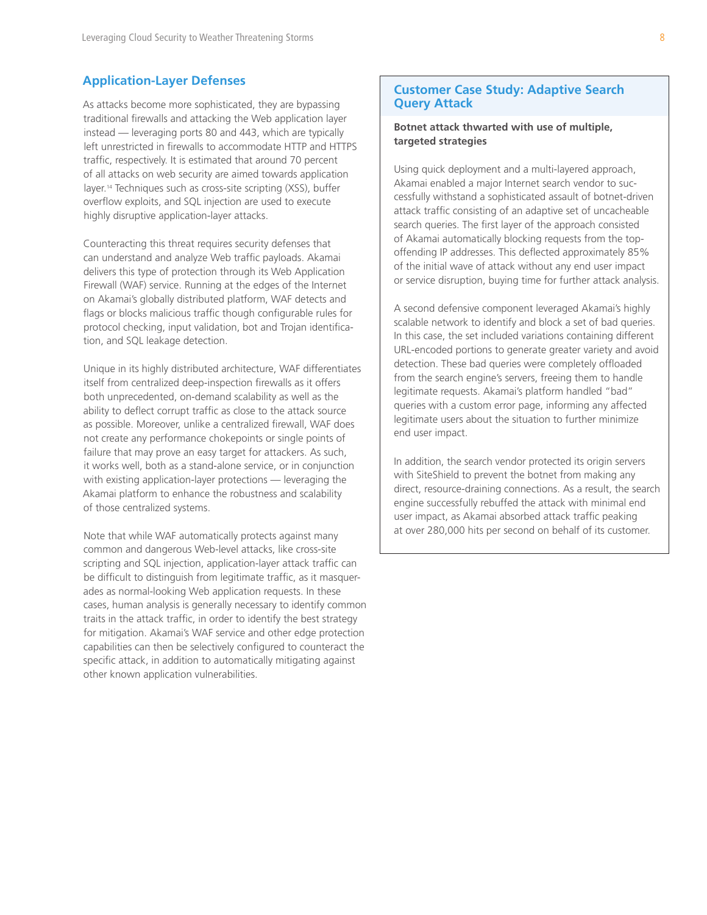## Application-Layer Defenses

As attacks become more sophisticated, they are bypassing traditional firewalls and attacking the Web application layer instead — leveraging ports 80 and 443, which are typically left unrestricted in firewalls to accommodate HTTP and HTTPS traffic, respectively. It is estimated that around 70 percent of all attacks on web security are aimed towards application layer.[14] Techniques such as cross-site scripting (XSS), buffer overflow exploits, and SQL injection are used to execute highly disruptive application-layer attacks.

Counteracting this threat requires security defenses that can understand and analyze Web traffic payloads. Akamai delivers this type of protection through its Web Application Firewall (WAF) service. Running at the edges of the Internet on Akamai's globally distributed platform, WAF detects and flags or blocks malicious traffic though configurable rules for protocol checking, input validation, bot and Trojan identification, and SQL leakage detection.

Unique in its highly distributed architecture, WAF differentiates itself from centralized deep-inspection firewalls as it offers both unprecedented, on-demand scalability as well as the ability to deflect corrupt traffic as close to the attack source as possible. Moreover, unlike a centralized firewall, WAF does not create any performance chokepoints or single points of failure that may prove an easy target for attackers. As such, it works well, both as a stand-alone service, or in conjunction with existing application-layer protections — leveraging the Akamai platform to enhance the robustness and scalability of those centralized systems.

Note that while WAF automatically protects against many common and dangerous Web-level attacks, like cross-site scripting and SQL injection, application-layer attack traffic can be difficult to distinguish from legitimate traffic, as it masquerades as normal-looking Web application requests. In these cases, human analysis is generally necessary to identify common traits in the attack traffic, in order to identify the best strategy for mitigation. Akamai's WAF service and other edge protection capabilities can then be selectively configured to counteract the specific attack, in addition to automatically mitigating against other known application vulnerabilities.

### Customer Case Study: Adaptive Search Query Attack

**Botnet attack thwarted with use of multiple, targeted strategies**

Using quick deployment and a multi-layered approach, Akamai enabled a major Internet search vendor to successfully withstand a sophisticated assault of botnet-driven attack traffic consisting of an adaptive set of uncacheable search queries. The first layer of the approach consisted of Akamai automatically blocking requests from the top-offending IP addresses. This deflected approximately 85% of the initial wave of attack without any end user impact or service disruption, buying time for further attack analysis.

A second defensive component leveraged Akamai's highly scalable network to identify and block a set of bad queries. In this case, the set included variations containing different URL-encoded portions to generate greater variety and avoid detection. These bad queries were completely offloaded from the search engine's servers, freeing them to handle legitimate requests. Akamai's platform handled "bad" queries with a custom error page, informing any affected legitimate users about the situation to further minimize end user impact.

In addition, the search vendor protected its origin servers with SiteShield to prevent the botnet from making any direct, resource-draining connections. As a result, the search engine successfully rebuffed the attack with minimal end user impact, as Akamai absorbed attack traffic peaking at over 280,000 hits per second on behalf of its customer.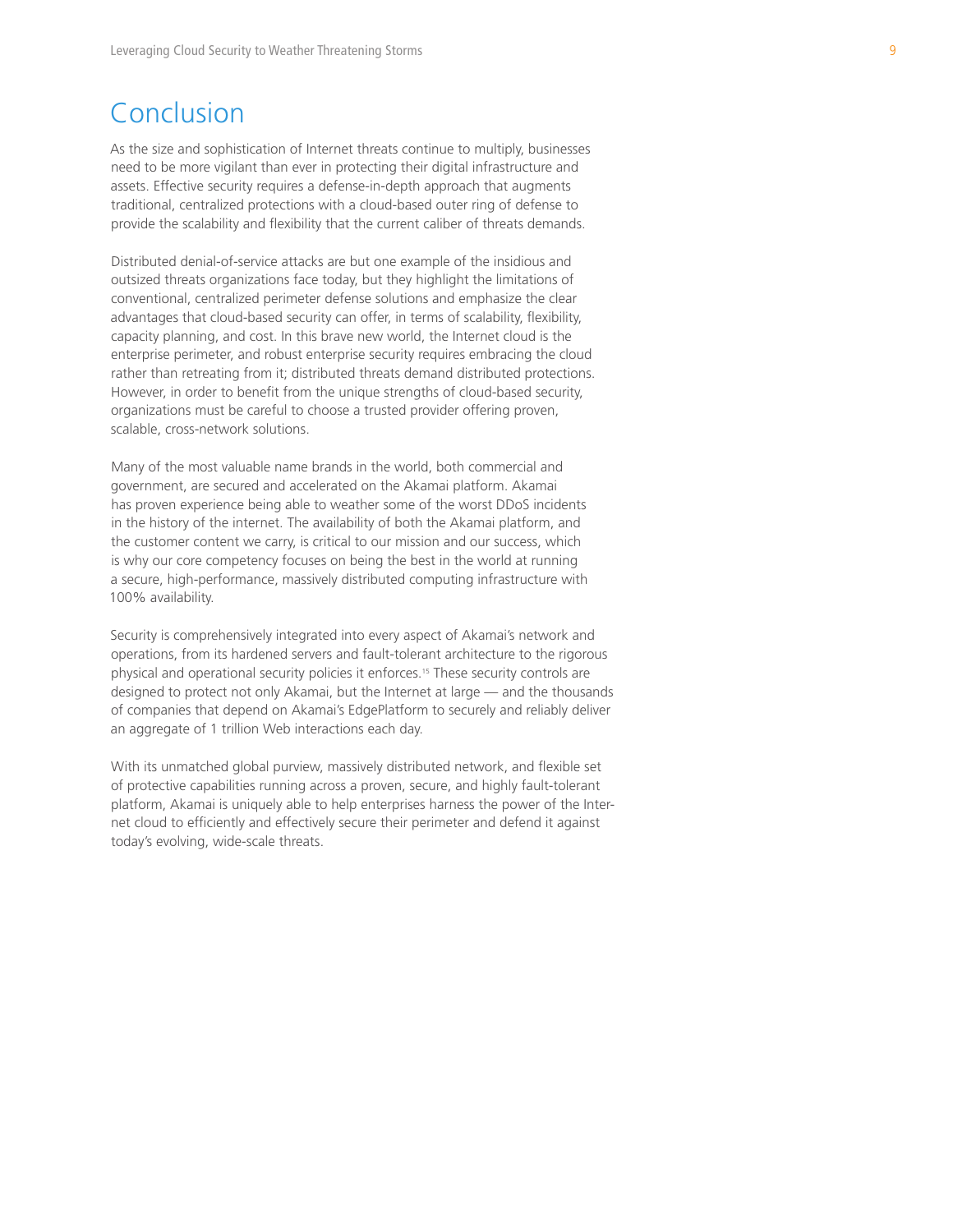# Conclusion

As the size and sophistication of Internet threats continue to multiply, businesses need to be more vigilant than ever in protecting their digital infrastructure and assets. Effective security requires a defense-in-depth approach that augments traditional, centralized protections with a cloud-based outer ring of defense to provide the scalability and flexibility that the current caliber of threats demands.

Distributed denial-of-service attacks are but one example of the insidious and outsized threats organizations face today, but they highlight the limitations of conventional, centralized perimeter defense solutions and emphasize the clear advantages that cloud-based security can offer, in terms of scalability, flexibility, capacity planning, and cost. In this brave new world, the Internet cloud is the enterprise perimeter, and robust enterprise security requires embracing the cloud rather than retreating from it; distributed threats demand distributed protections. However, in order to benefit from the unique strengths of cloud-based security, organizations must be careful to choose a trusted provider offering proven, scalable, cross-network solutions.

Many of the most valuable name brands in the world, both commercial and government, are secured and accelerated on the Akamai platform. Akamai has proven experience being able to weather some of the worst DDoS incidents in the history of the internet. The availability of both the Akamai platform, and the customer content we carry, is critical to our mission and our success, which is why our core competency focuses on being the best in the world at running a secure, high-performance, massively distributed computing infrastructure with 100% availability.

Security is comprehensively integrated into every aspect of Akamai's network and operations, from its hardened servers and fault-tolerant architecture to the rigorous physical and operational security policies it enforces.[15] These security controls are designed to protect not only Akamai, but the Internet at large — and the thousands of companies that depend on Akamai's EdgePlatform to securely and reliably deliver an aggregate of 1 trillion Web interactions each day.

With its unmatched global purview, massively distributed network, and flexible set of protective capabilities running across a proven, secure, and highly fault-tolerant platform, Akamai is uniquely able to help enterprises harness the power of the Internet cloud to efficiently and effectively secure their perimeter and defend it against today's evolving, wide-scale threats.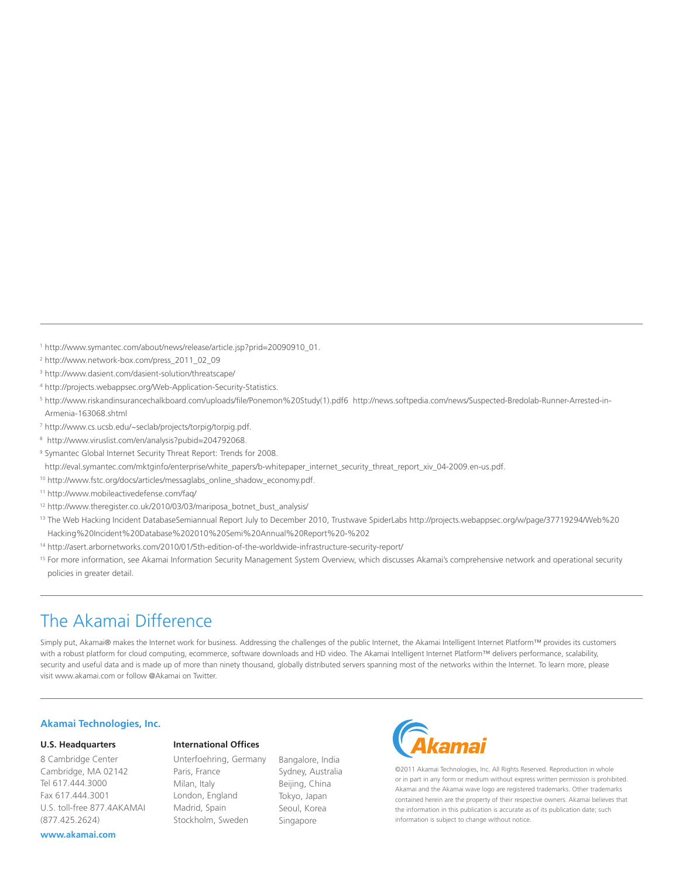[1] http://www.symantec.com/about/news/release/article.jsp?prid=20090910_01.

[2] http://www.network-box.com/press_2011_02_09

[3] http://www.dasient.com/dasient-solution/threatscape/

[4] http://projects.webappsec.org/Web-Application-Security-Statistics.

[5] http://www.riskandinsurancechalkboard.com/uploads/file/Ponemon%20Study(1).pdf6 http://news.softpedia.com/news/Suspected-Bredolab-Runner-Arrested-in-Armenia-163068.shtml

[7] http://www.cs.ucsb.edu/~seclab/projects/torpig/torpig.pdf.

[8] http://www.viruslist.com/en/analysis?pubid=204792068.

[9] Symantec Global Internet Security Threat Report: Trends for 2008.
http://eval.symantec.com/mktginfo/enterprise/white_papers/b-whitepaper_internet_security_threat_report_xiv_04-2009.en-us.pdf.

[10] http://www.fstc.org/docs/articles/messaglabs_online_shadow_economy.pdf.

[11] http://www.mobileactivedefense.com/faq/

[12] http://www.theregister.co.uk/2010/03/03/mariposa_botnet_bust_analysis/

[13] The Web Hacking Incident DatabaseSemiannual Report July to December 2010, Trustwave SpiderLabs http://projects.webappsec.org/w/page/37719294/Web%20Hacking%20Incident%20Database%202010%20Semi%20Annual%20Report%20-%202

[14] http://asert.arbornetworks.com/2010/01/5th-edition-of-the-worldwide-infrastructure-security-report/

[15] For more information, see Akamai Information Security Management System Overview, which discusses Akamai's comprehensive network and operational security policies in greater detail.

# The Akamai Difference

Simply put, Akamai® makes the Internet work for business. Addressing the challenges of the public Internet, the Akamai Intelligent Internet Platform™ provides its customers with a robust platform for cloud computing, ecommerce, software downloads and HD video. The Akamai Intelligent Internet Platform™ delivers performance, scalability, security and useful data and is made up of more than ninety thousand, globally distributed servers spanning most of the networks within the Internet. To learn more, please visit www.akamai.com or follow @Akamai on Twitter.

**Akamai Technologies, Inc.**

**U.S. Headquarters**

8 Cambridge Center
Cambridge, MA 02142
Tel 617.444.3000
Fax 617.444.3001
U.S. toll-free 877.4AKAMAI
(877.425.2624)

**www.akamai.com**

**International Offices**

Unterfoehring, Germany
Paris, France
Milan, Italy
London, England
Madrid, Spain
Stockholm, Sweden
Bangalore, India
Sydney, Australia
Beijing, China
Tokyo, Japan
Seoul, Korea
Singapore

Akamai

©2011 Akamai Technologies, Inc. All Rights Reserved. Reproduction in whole or in part in any form or medium without express written permission is prohibited. Akamai and the Akamai wave logo are registered trademarks. Other trademarks contained herein are the property of their respective owners. Akamai believes that the information in this publication is accurate as of its publication date; such information is subject to change without notice.